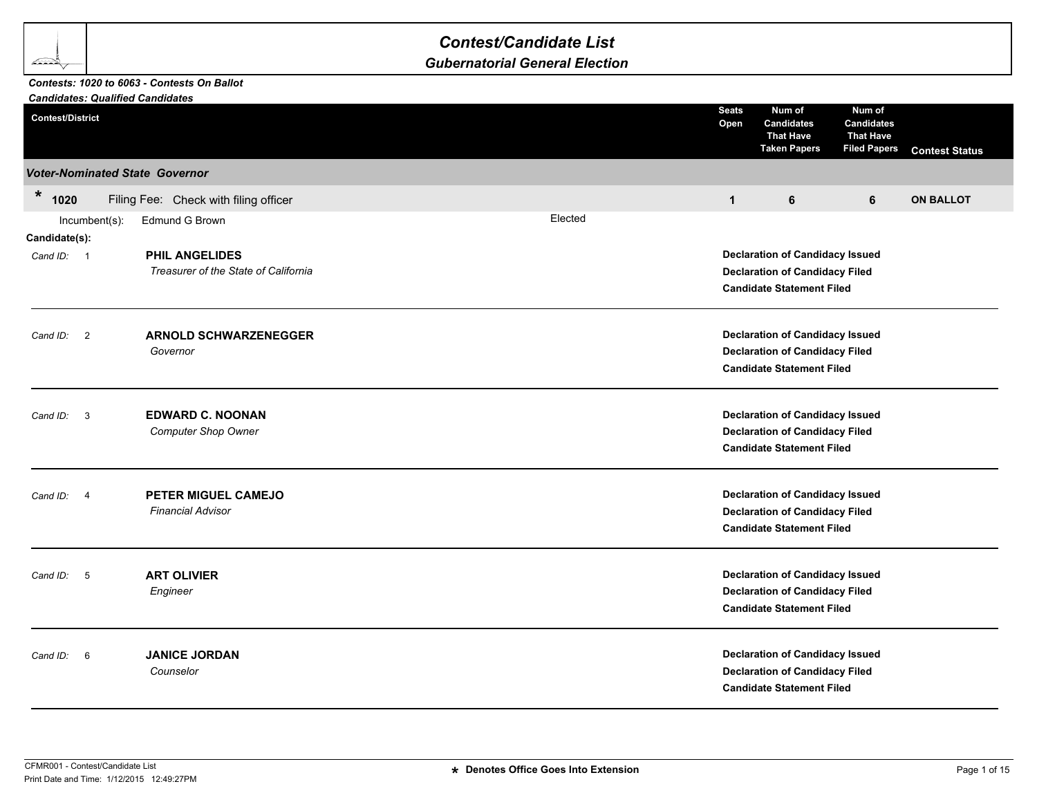# Contest/Candidate List

## Gubernatorial General Election

***Contests: 1020 to 6063 - Contests On Ballot***
***Candidates: Qualified Candidates***

| Contest/District | Seats Open | Num of Candidates That Have Taken Papers | Num of Candidates That Have Filed Papers | Contest Status |
|---|---|---|---|---|
| ***Voter-Nominated State Governor*** | | | | |
| * **1020** Filing Fee: Check with filing officer | **1** | **6** | **6** | **ON BALLOT** |

Incumbent(s): Edmund G Brown — Elected

**Candidate(s):**

| Cand ID | Candidate | Status |
|---|---|---|
| 1 | **PHIL ANGELIDES**<br>*Treasurer of the State of California* | **Declaration of Candidacy Issued**<br>**Declaration of Candidacy Filed**<br>**Candidate Statement Filed** |
| 2 | **ARNOLD SCHWARZENEGGER**<br>*Governor* | **Declaration of Candidacy Issued**<br>**Declaration of Candidacy Filed**<br>**Candidate Statement Filed** |
| 3 | **EDWARD C. NOONAN**<br>*Computer Shop Owner* | **Declaration of Candidacy Issued**<br>**Declaration of Candidacy Filed**<br>**Candidate Statement Filed** |
| 4 | **PETER MIGUEL CAMEJO**<br>*Financial Advisor* | **Declaration of Candidacy Issued**<br>**Declaration of Candidacy Filed**<br>**Candidate Statement Filed** |
| 5 | **ART OLIVIER**<br>*Engineer* | **Declaration of Candidacy Issued**<br>**Declaration of Candidacy Filed**<br>**Candidate Statement Filed** |
| 6 | **JANICE JORDAN**<br>*Counselor* | **Declaration of Candidacy Issued**<br>**Declaration of Candidacy Filed**<br>**Candidate Statement Filed** |

CFMR001 - Contest/Candidate List
Print Date and Time: 1/12/2015 12:49:27PM

**\* Denotes Office Goes Into Extension**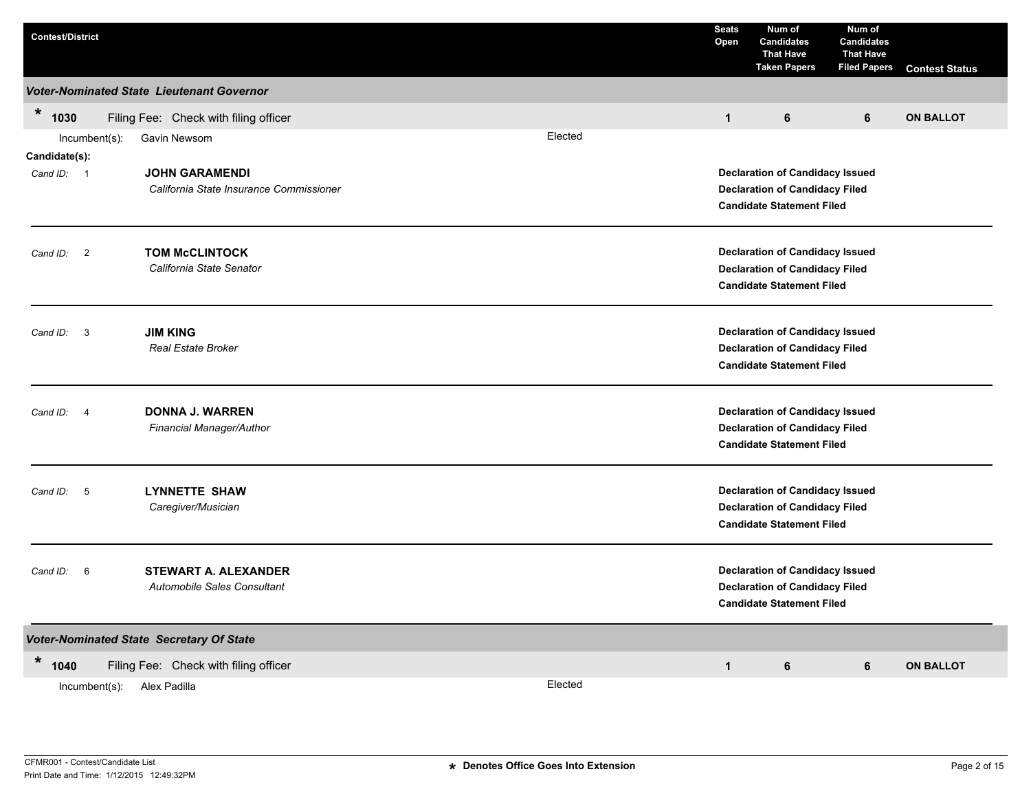| Contest/District | Seats Open | Num of Candidates That Have Taken Papers | Num of Candidates That Have Filed Papers | Contest Status |
|---|---|---|---|---|

### Voter-Nominated State Lieutenant Governor

| Contest/District | Seats Open | Num of Candidates That Have Taken Papers | Num of Candidates That Have Filed Papers | Contest Status |
|---|---|---|---|---|
| * 1030 Filing Fee: Check with filing officer | 1 | 6 | 6 | ON BALLOT |

Incumbent(s): Gavin Newsom — Elected

**Candidate(s):**

| Cand ID | Candidate | Status |
|---|---|---|
| 1 | **JOHN GARAMENDI**<br>*California State Insurance Commissioner* | **Declaration of Candidacy Issued**<br>**Declaration of Candidacy Filed**<br>**Candidate Statement Filed** |
| 2 | **TOM McCLINTOCK**<br>*California State Senator* | **Declaration of Candidacy Issued**<br>**Declaration of Candidacy Filed**<br>**Candidate Statement Filed** |
| 3 | **JIM KING**<br>*Real Estate Broker* | **Declaration of Candidacy Issued**<br>**Declaration of Candidacy Filed**<br>**Candidate Statement Filed** |
| 4 | **DONNA J. WARREN**<br>*Financial Manager/Author* | **Declaration of Candidacy Issued**<br>**Declaration of Candidacy Filed**<br>**Candidate Statement Filed** |
| 5 | **LYNNETTE SHAW**<br>*Caregiver/Musician* | **Declaration of Candidacy Issued**<br>**Declaration of Candidacy Filed**<br>**Candidate Statement Filed** |
| 6 | **STEWART A. ALEXANDER**<br>*Automobile Sales Consultant* | **Declaration of Candidacy Issued**<br>**Declaration of Candidacy Filed**<br>**Candidate Statement Filed** |

### Voter-Nominated State Secretary Of State

| Contest/District | Seats Open | Num of Candidates That Have Taken Papers | Num of Candidates That Have Filed Papers | Contest Status |
|---|---|---|---|---|
| * 1040 Filing Fee: Check with filing officer | 1 | 6 | 6 | ON BALLOT |

Incumbent(s): Alex Padilla — Elected

CFMR001 - Contest/Candidate List
Print Date and Time: 1/12/2015 12:49:32PM

* Denotes Office Goes Into Extension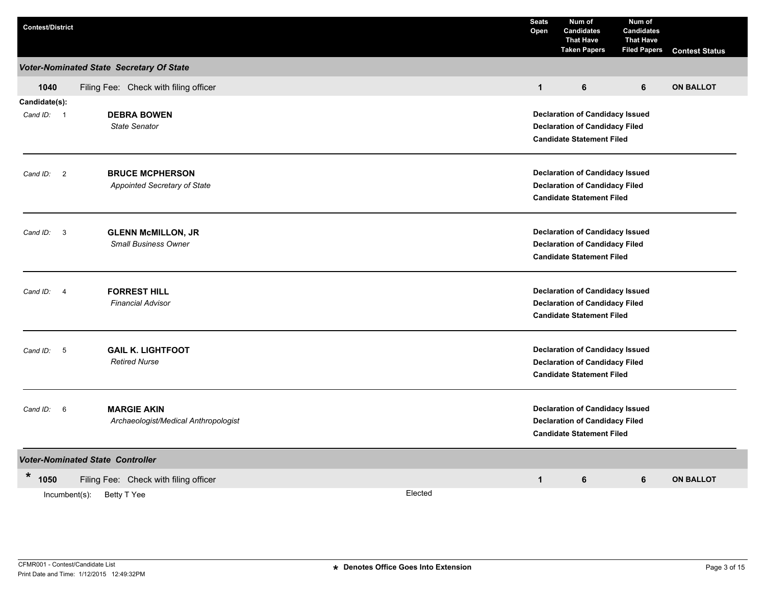| Contest/District | Seats Open | Num of Candidates That Have Taken Papers | Num of Candidates That Have Filed Papers | Contest Status |
|---|---|---|---|---|

### *Voter-Nominated State Secretary Of State*

| 1040 | Filing Fee: Check with filing officer | 1 | 6 | 6 | ON BALLOT |
|---|---|---|---|---|---|

**Candidate(s):**

| Cand ID | Candidate | Status |
|---|---|---|
| 1 | **DEBRA BOWEN**<br>*State Senator* | **Declaration of Candidacy Issued**<br>**Declaration of Candidacy Filed**<br>**Candidate Statement Filed** |
| 2 | **BRUCE MCPHERSON**<br>*Appointed Secretary of State* | **Declaration of Candidacy Issued**<br>**Declaration of Candidacy Filed**<br>**Candidate Statement Filed** |
| 3 | **GLENN McMILLON, JR**<br>*Small Business Owner* | **Declaration of Candidacy Issued**<br>**Declaration of Candidacy Filed**<br>**Candidate Statement Filed** |
| 4 | **FORREST HILL**<br>*Financial Advisor* | **Declaration of Candidacy Issued**<br>**Declaration of Candidacy Filed**<br>**Candidate Statement Filed** |
| 5 | **GAIL K. LIGHTFOOT**<br>*Retired Nurse* | **Declaration of Candidacy Issued**<br>**Declaration of Candidacy Filed**<br>**Candidate Statement Filed** |
| 6 | **MARGIE AKIN**<br>*Archaeologist/Medical Anthropologist* | **Declaration of Candidacy Issued**<br>**Declaration of Candidacy Filed**<br>**Candidate Statement Filed** |

### *Voter-Nominated State Controller*

| * 1050 | Filing Fee: Check with filing officer | 1 | 6 | 6 | ON BALLOT |
|---|---|---|---|---|---|

Incumbent(s): Betty T Yee — Elected

CFMR001 - Contest/Candidate List
Print Date and Time: 1/12/2015 12:49:32PM

* Denotes Office Goes Into Extension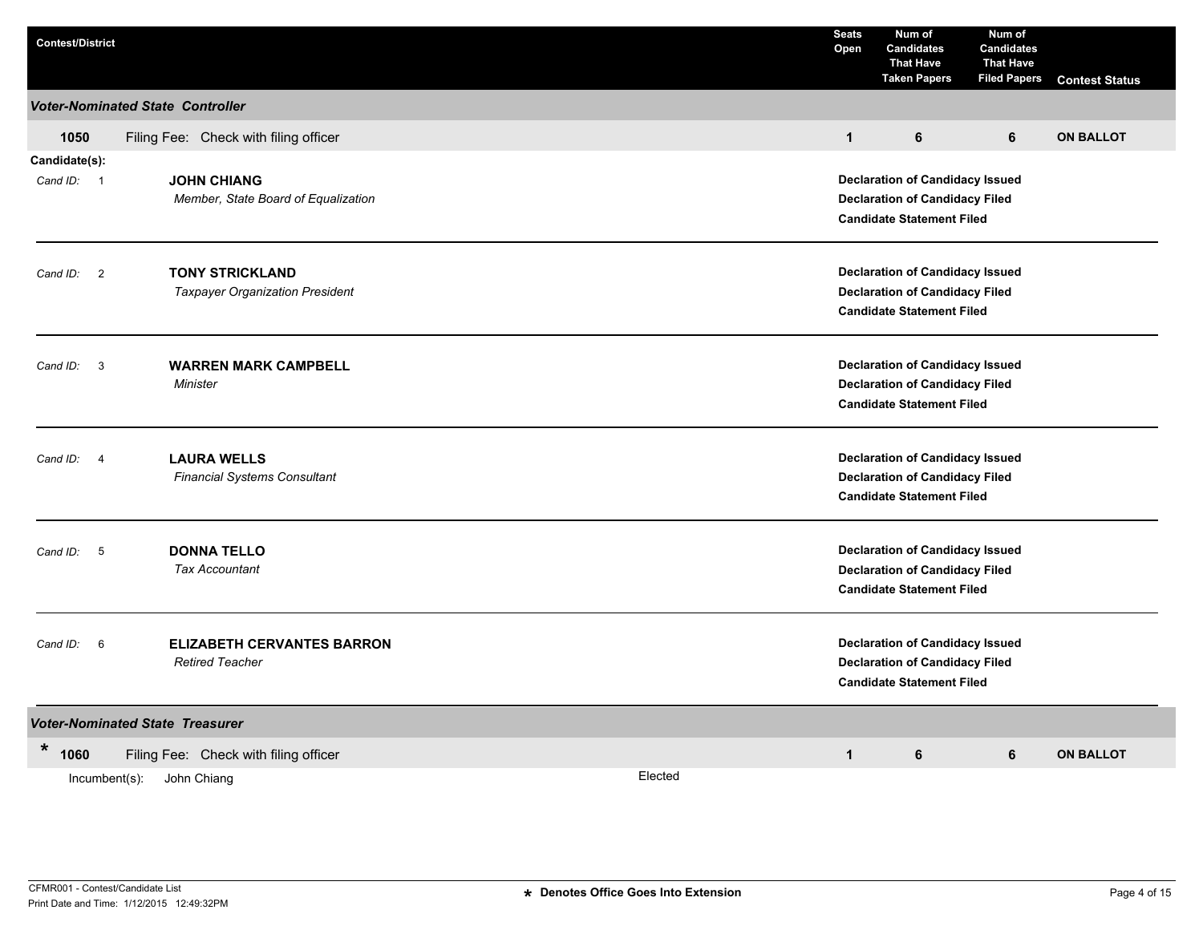| Contest/District | | Seats Open | Num of Candidates That Have Taken Papers | Num of Candidates That Have Filed Papers | Contest Status |
|---|---|---|---|---|---|
| ***Voter-Nominated State Controller*** | | | | | |
| **1050** | Filing Fee: Check with filing officer | **1** | **6** | **6** | **ON BALLOT** |

**Candidate(s):**

| Cand ID | Candidate | Status |
|---|---|---|
| 1 | **JOHN CHIANG**<br>*Member, State Board of Equalization* | **Declaration of Candidacy Issued**<br>**Declaration of Candidacy Filed**<br>**Candidate Statement Filed** |
| 2 | **TONY STRICKLAND**<br>*Taxpayer Organization President* | **Declaration of Candidacy Issued**<br>**Declaration of Candidacy Filed**<br>**Candidate Statement Filed** |
| 3 | **WARREN MARK CAMPBELL**<br>*Minister* | **Declaration of Candidacy Issued**<br>**Declaration of Candidacy Filed**<br>**Candidate Statement Filed** |
| 4 | **LAURA WELLS**<br>*Financial Systems Consultant* | **Declaration of Candidacy Issued**<br>**Declaration of Candidacy Filed**<br>**Candidate Statement Filed** |
| 5 | **DONNA TELLO**<br>*Tax Accountant* | **Declaration of Candidacy Issued**<br>**Declaration of Candidacy Filed**<br>**Candidate Statement Filed** |
| 6 | **ELIZABETH CERVANTES BARRON**<br>*Retired Teacher* | **Declaration of Candidacy Issued**<br>**Declaration of Candidacy Filed**<br>**Candidate Statement Filed** |

| Contest/District | | Seats Open | Num of Candidates That Have Taken Papers | Num of Candidates That Have Filed Papers | Contest Status |
|---|---|---|---|---|---|
| ***Voter-Nominated State Treasurer*** | | | | | |
| * **1060** | Filing Fee: Check with filing officer | **1** | **6** | **6** | **ON BALLOT** |

Incumbent(s): John Chiang — Elected

CFMR001 - Contest/Candidate List
Print Date and Time: 1/12/2015 12:49:32PM

**\* Denotes Office Goes Into Extension**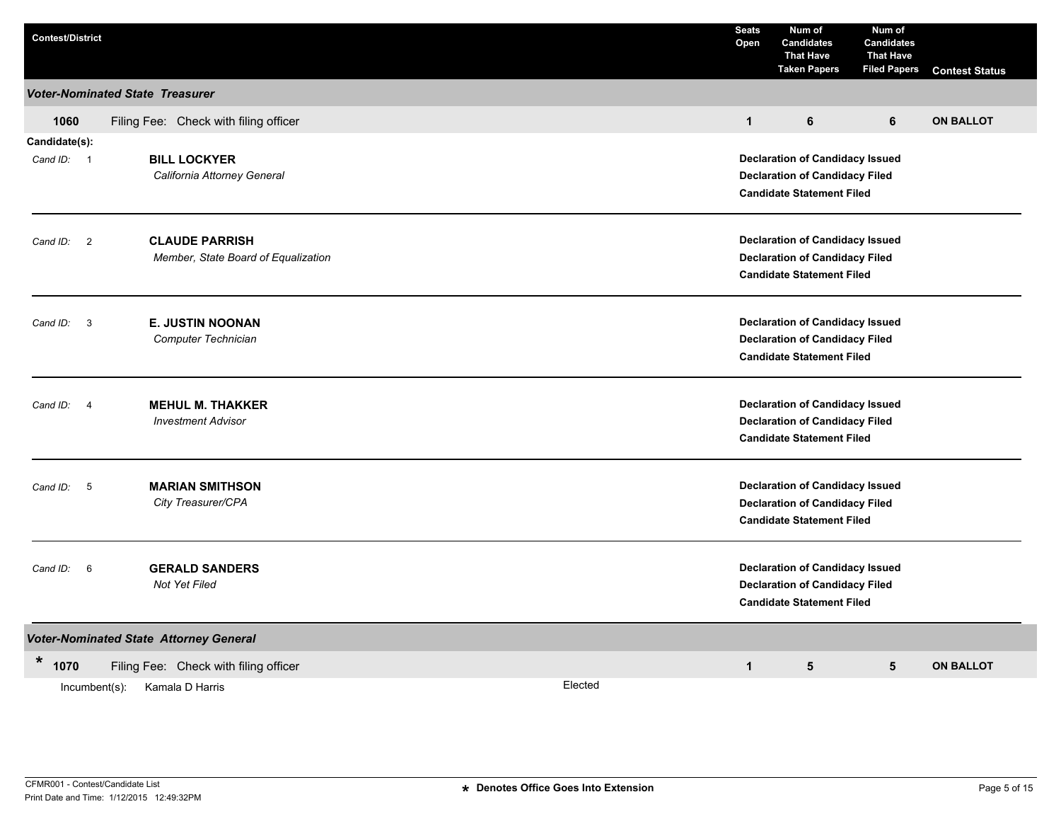| Contest/District | | Seats Open | Num of Candidates That Have Taken Papers | Num of Candidates That Have Filed Papers | Contest Status |
|---|---|---|---|---|---|

### *Voter-Nominated State Treasurer*

| | | Seats Open | Num of Candidates That Have Taken Papers | Num of Candidates That Have Filed Papers | Contest Status |
|---|---|---|---|---|---|
| **1060** | Filing Fee: Check with filing officer | **1** | **6** | **6** | **ON BALLOT** |

**Candidate(s):**

| Cand ID | Candidate | Status |
|---|---|---|
| 1 | **BILL LOCKYER**<br>*California Attorney General* | **Declaration of Candidacy Issued**<br>**Declaration of Candidacy Filed**<br>**Candidate Statement Filed** |
| 2 | **CLAUDE PARRISH**<br>*Member, State Board of Equalization* | **Declaration of Candidacy Issued**<br>**Declaration of Candidacy Filed**<br>**Candidate Statement Filed** |
| 3 | **E. JUSTIN NOONAN**<br>*Computer Technician* | **Declaration of Candidacy Issued**<br>**Declaration of Candidacy Filed**<br>**Candidate Statement Filed** |
| 4 | **MEHUL M. THAKKER**<br>*Investment Advisor* | **Declaration of Candidacy Issued**<br>**Declaration of Candidacy Filed**<br>**Candidate Statement Filed** |
| 5 | **MARIAN SMITHSON**<br>*City Treasurer/CPA* | **Declaration of Candidacy Issued**<br>**Declaration of Candidacy Filed**<br>**Candidate Statement Filed** |
| 6 | **GERALD SANDERS**<br>*Not Yet Filed* | **Declaration of Candidacy Issued**<br>**Declaration of Candidacy Filed**<br>**Candidate Statement Filed** |

### *Voter-Nominated State Attorney General*

| | | Seats Open | Num of Candidates That Have Taken Papers | Num of Candidates That Have Filed Papers | Contest Status |
|---|---|---|---|---|---|
| * **1070** | Filing Fee: Check with filing officer | **1** | **5** | **5** | **ON BALLOT** |

Incumbent(s): Kamala D Harris — Elected

* Denotes Office Goes Into Extension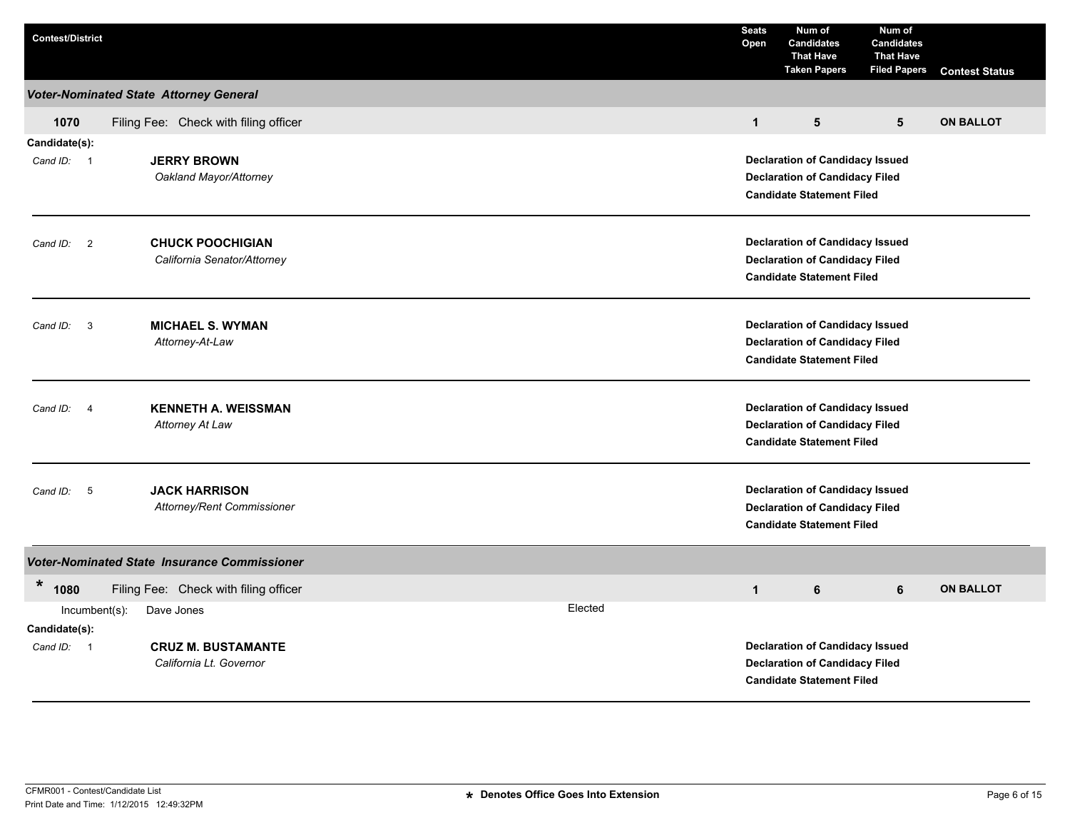| Contest/District | Seats Open | Num of Candidates That Have Taken Papers | Num of Candidates That Have Filed Papers | Contest Status |
|---|---|---|---|---|

### *Voter-Nominated State Attorney General*

| | | Seats Open | Taken Papers | Filed Papers | Contest Status |
|---|---|---|---|---|---|
| 1070 | Filing Fee: Check with filing officer | 1 | 5 | 5 | ON BALLOT |

**Candidate(s):**

Cand ID: 1 — **JERRY BROWN**
*Oakland Mayor/Attorney*
**Declaration of Candidacy Issued**
**Declaration of Candidacy Filed**
**Candidate Statement Filed**

---

Cand ID: 2 — **CHUCK POOCHIGIAN**
*California Senator/Attorney*
**Declaration of Candidacy Issued**
**Declaration of Candidacy Filed**
**Candidate Statement Filed**

---

Cand ID: 3 — **MICHAEL S. WYMAN**
*Attorney-At-Law*
**Declaration of Candidacy Issued**
**Declaration of Candidacy Filed**
**Candidate Statement Filed**

---

Cand ID: 4 — **KENNETH A. WEISSMAN**
*Attorney At Law*
**Declaration of Candidacy Issued**
**Declaration of Candidacy Filed**
**Candidate Statement Filed**

---

Cand ID: 5 — **JACK HARRISON**
*Attorney/Rent Commissioner*
**Declaration of Candidacy Issued**
**Declaration of Candidacy Filed**
**Candidate Statement Filed**

### *Voter-Nominated State Insurance Commissioner*

| | | Seats Open | Taken Papers | Filed Papers | Contest Status |
|---|---|---|---|---|---|
| * 1080 | Filing Fee: Check with filing officer | 1 | 6 | 6 | ON BALLOT |

Incumbent(s): Dave Jones — Elected

**Candidate(s):**

Cand ID: 1 — **CRUZ M. BUSTAMANTE**
*California Lt. Governor*
**Declaration of Candidacy Issued**
**Declaration of Candidacy Filed**
**Candidate Statement Filed**

---

CFMR001 - Contest/Candidate List
Print Date and Time: 1/12/2015 12:49:32PM

* Denotes Office Goes Into Extension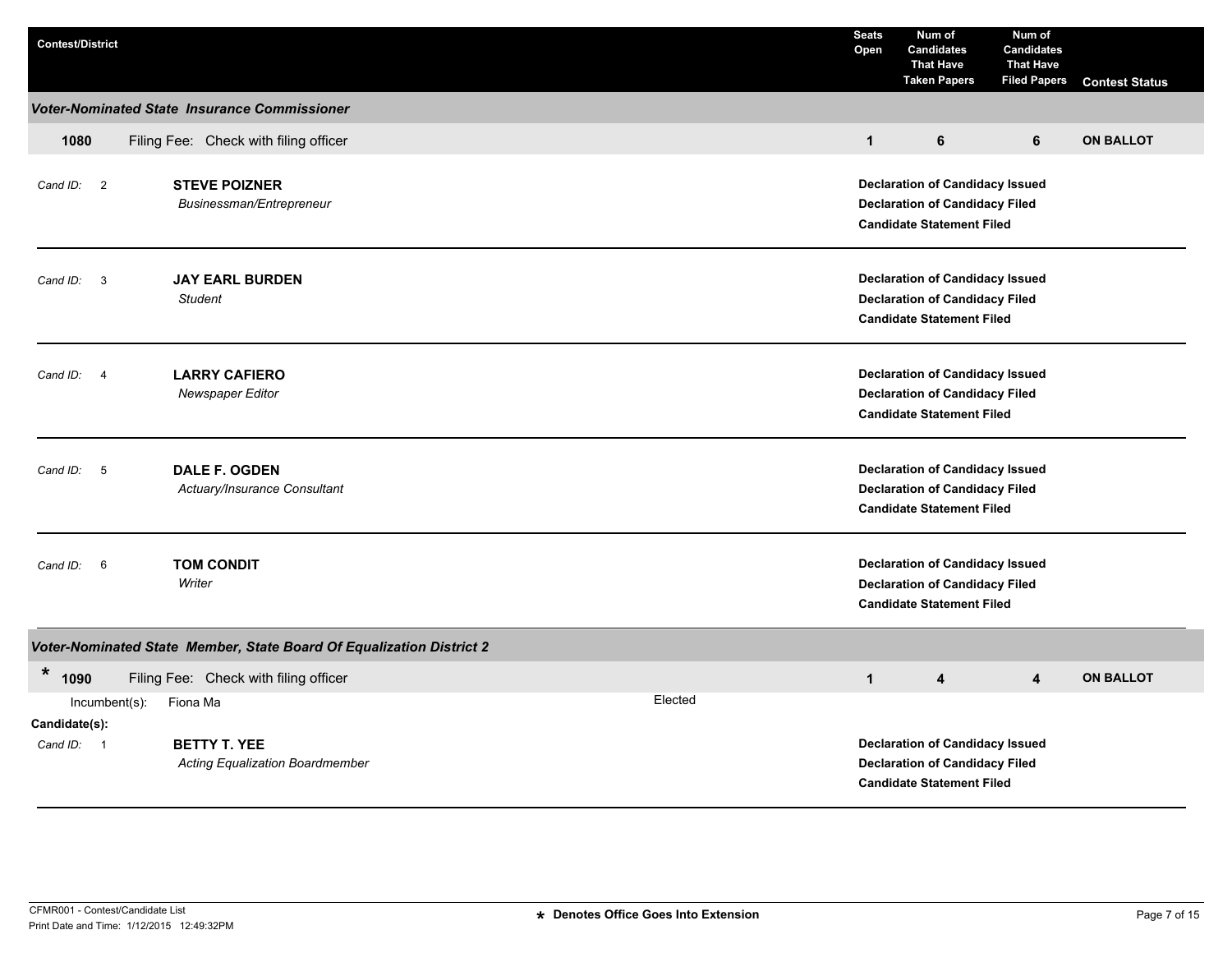| Contest/District | | Seats Open | Num of Candidates That Have Taken Papers | Num of Candidates That Have Filed Papers | Contest Status |
|---|---|---|---|---|---|

### Voter-Nominated State Insurance Commissioner

| | | Seats Open | Taken Papers | Filed Papers | Contest Status |
|---|---|---|---|---|---|
| **1080** | Filing Fee: Check with filing officer | **1** | **6** | **6** | **ON BALLOT** |

*Cand ID:* 2 — **STEVE POIZNER**
*Businessman/Entrepreneur*
**Declaration of Candidacy Issued**
**Declaration of Candidacy Filed**
**Candidate Statement Filed**

*Cand ID:* 3 — **JAY EARL BURDEN**
*Student*
**Declaration of Candidacy Issued**
**Declaration of Candidacy Filed**
**Candidate Statement Filed**

*Cand ID:* 4 — **LARRY CAFIERO**
*Newspaper Editor*
**Declaration of Candidacy Issued**
**Declaration of Candidacy Filed**
**Candidate Statement Filed**

*Cand ID:* 5 — **DALE F. OGDEN**
*Actuary/Insurance Consultant*
**Declaration of Candidacy Issued**
**Declaration of Candidacy Filed**
**Candidate Statement Filed**

*Cand ID:* 6 — **TOM CONDIT**
*Writer*
**Declaration of Candidacy Issued**
**Declaration of Candidacy Filed**
**Candidate Statement Filed**

### Voter-Nominated State Member, State Board Of Equalization District 2

| | | Seats Open | Taken Papers | Filed Papers | Contest Status |
|---|---|---|---|---|---|
| *** 1090** | Filing Fee: Check with filing officer | **1** | **4** | **4** | **ON BALLOT** |

Incumbent(s): Fiona Ma — Elected

**Candidate(s):**

*Cand ID:* 1 — **BETTY T. YEE**
*Acting Equalization Boardmember*
**Declaration of Candidacy Issued**
**Declaration of Candidacy Filed**
**Candidate Statement Filed**

CFMR001 - Contest/Candidate List
Print Date and Time: 1/12/2015 12:49:32PM

* Denotes Office Goes Into Extension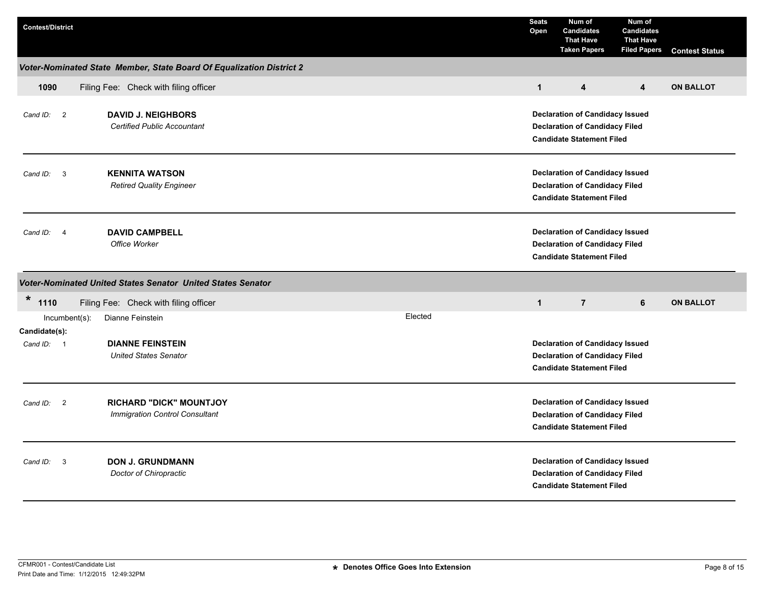| Contest/District | Seats Open | Num of Candidates That Have Taken Papers | Num of Candidates That Have Filed Papers | Contest Status |
|---|---|---|---|---|

## Voter-Nominated State Member, State Board Of Equalization District 2

| Contest | Filing Fee | Seats Open | Num of Candidates That Have Taken Papers | Num of Candidates That Have Filed Papers | Contest Status |
|---|---|---|---|---|---|
| 1090 | Filing Fee: Check with filing officer | 1 | 4 | 4 | ON BALLOT |

*Cand ID:* 2 — **DAVID J. NEIGHBORS**
*Certified Public Accountant*

- **Declaration of Candidacy Issued**
- **Declaration of Candidacy Filed**
- **Candidate Statement Filed**

---

*Cand ID:* 3 — **KENNITA WATSON**
*Retired Quality Engineer*

- **Declaration of Candidacy Issued**
- **Declaration of Candidacy Filed**
- **Candidate Statement Filed**

---

*Cand ID:* 4 — **DAVID CAMPBELL**
*Office Worker*

- **Declaration of Candidacy Issued**
- **Declaration of Candidacy Filed**
- **Candidate Statement Filed**

---

## Voter-Nominated United States Senator United States Senator

| Contest | Filing Fee | Seats Open | Num of Candidates That Have Taken Papers | Num of Candidates That Have Filed Papers | Contest Status |
|---|---|---|---|---|---|
| * 1110 | Filing Fee: Check with filing officer | 1 | 7 | 6 | ON BALLOT |

Incumbent(s): Dianne Feinstein — Elected

**Candidate(s):**

*Cand ID:* 1 — **DIANNE FEINSTEIN**
*United States Senator*

- **Declaration of Candidacy Issued**
- **Declaration of Candidacy Filed**
- **Candidate Statement Filed**

---

*Cand ID:* 2 — **RICHARD "DICK" MOUNTJOY**
*Immigration Control Consultant*

- **Declaration of Candidacy Issued**
- **Declaration of Candidacy Filed**
- **Candidate Statement Filed**

---

*Cand ID:* 3 — **DON J. GRUNDMANN**
*Doctor of Chiropractic*

- **Declaration of Candidacy Issued**
- **Declaration of Candidacy Filed**
- **Candidate Statement Filed**

---

CFMR001 - Contest/Candidate List
Print Date and Time: 1/12/2015 12:49:32PM

* Denotes Office Goes Into Extension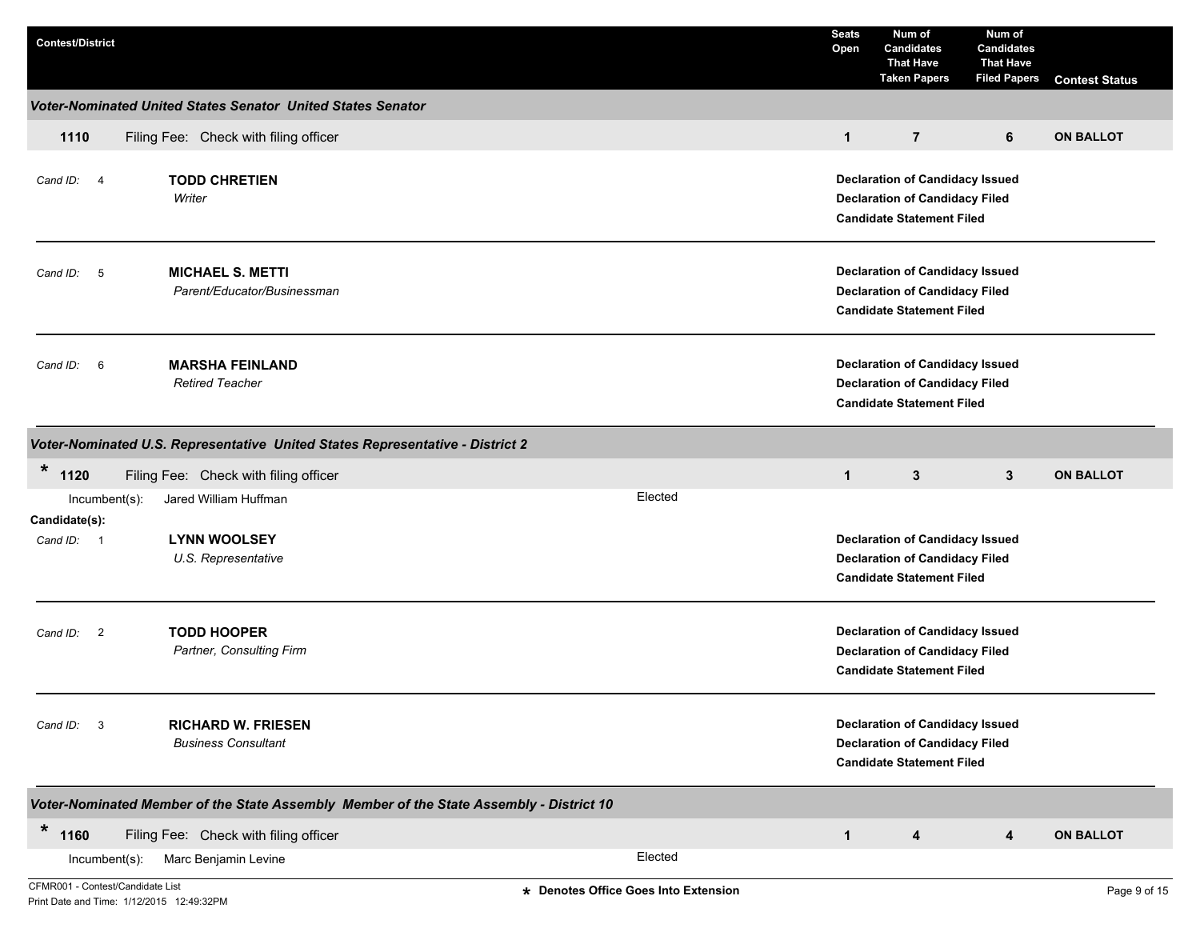| Contest/District | Seats Open | Num of Candidates That Have Taken Papers | Num of Candidates That Have Filed Papers | Contest Status |
|---|---|---|---|---|

### *Voter-Nominated United States Senator  United States Senator*

| | Seats Open | Taken Papers | Filed Papers | Contest Status |
|---|---|---|---|---|
| **1110** Filing Fee: Check with filing officer | **1** | **7** | **6** | **ON BALLOT** |

*Cand ID:* 4 — **TODD CHRETIEN**
*Writer*
- **Declaration of Candidacy Issued**
- **Declaration of Candidacy Filed**
- **Candidate Statement Filed**

---

*Cand ID:* 5 — **MICHAEL S. METTI**
*Parent/Educator/Businessman*
- **Declaration of Candidacy Issued**
- **Declaration of Candidacy Filed**
- **Candidate Statement Filed**

---

*Cand ID:* 6 — **MARSHA FEINLAND**
*Retired Teacher*
- **Declaration of Candidacy Issued**
- **Declaration of Candidacy Filed**
- **Candidate Statement Filed**

---

### *Voter-Nominated U.S. Representative  United States Representative - District 2*

| | Seats Open | Taken Papers | Filed Papers | Contest Status |
|---|---|---|---|---|
| * **1120** Filing Fee: Check with filing officer | **1** | **3** | **3** | **ON BALLOT** |

Incumbent(s): Jared William Huffman — Elected

**Candidate(s):**

*Cand ID:* 1 — **LYNN WOOLSEY**
*U.S. Representative*
- **Declaration of Candidacy Issued**
- **Declaration of Candidacy Filed**
- **Candidate Statement Filed**

---

*Cand ID:* 2 — **TODD HOOPER**
*Partner, Consulting Firm*
- **Declaration of Candidacy Issued**
- **Declaration of Candidacy Filed**
- **Candidate Statement Filed**

---

*Cand ID:* 3 — **RICHARD W. FRIESEN**
*Business Consultant*
- **Declaration of Candidacy Issued**
- **Declaration of Candidacy Filed**
- **Candidate Statement Filed**

---

### *Voter-Nominated Member of the State Assembly  Member of the State Assembly - District 10*

| | Seats Open | Taken Papers | Filed Papers | Contest Status |
|---|---|---|---|---|
| * **1160** Filing Fee: Check with filing officer | **1** | **4** | **4** | **ON BALLOT** |

Incumbent(s): Marc Benjamin Levine — Elected

CFMR001 - Contest/Candidate List
Print Date and Time: 1/12/2015 12:49:32PM

* Denotes Office Goes Into Extension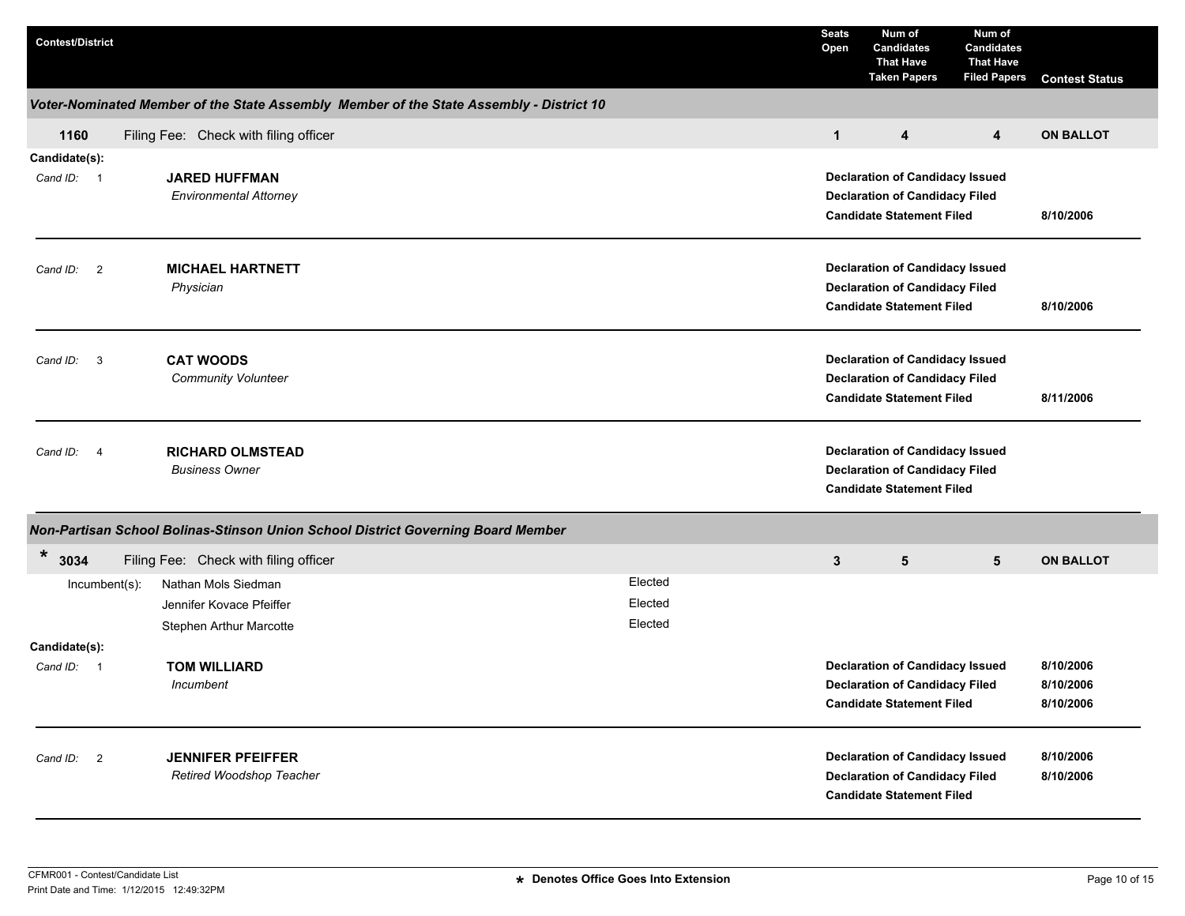| Contest/District | | Seats Open | Num of Candidates That Have Taken Papers | Num of Candidates That Have Filed Papers | Contest Status |
|---|---|---|---|---|---|

### Voter-Nominated Member of the State Assembly Member of the State Assembly - District 10

| | | | | | |
|---|---|---|---|---|---|
| 1160 | Filing Fee: Check with filing officer | 1 | 4 | 4 | ON BALLOT |

**Candidate(s):**

| Cand ID | Candidate | Status | Date |
|---|---|---|---|
| 1 | **JARED HUFFMAN** *Environmental Attorney* | Declaration of Candidacy Issued | |
| | | Declaration of Candidacy Filed | |
| | | Candidate Statement Filed | 8/10/2006 |
| 2 | **MICHAEL HARTNETT** *Physician* | Declaration of Candidacy Issued | |
| | | Declaration of Candidacy Filed | |
| | | Candidate Statement Filed | 8/10/2006 |
| 3 | **CAT WOODS** *Community Volunteer* | Declaration of Candidacy Issued | |
| | | Declaration of Candidacy Filed | |
| | | Candidate Statement Filed | 8/11/2006 |
| 4 | **RICHARD OLMSTEAD** *Business Owner* | Declaration of Candidacy Issued | |
| | | Declaration of Candidacy Filed | |
| | | Candidate Statement Filed | |

### Non-Partisan School Bolinas-Stinson Union School District Governing Board Member

| | | | | | |
|---|---|---|---|---|---|
| * 3034 | Filing Fee: Check with filing officer | 3 | 5 | 5 | ON BALLOT |

| Incumbent(s): | |
|---|---|
| Nathan Mols Siedman | Elected |
| Jennifer Kovace Pfeiffer | Elected |
| Stephen Arthur Marcotte | Elected |

**Candidate(s):**

| Cand ID | Candidate | Status | Date |
|---|---|---|---|
| 1 | **TOM WILLIARD** *Incumbent* | Declaration of Candidacy Issued | 8/10/2006 |
| | | Declaration of Candidacy Filed | 8/10/2006 |
| | | Candidate Statement Filed | 8/10/2006 |
| 2 | **JENNIFER PFEIFFER** *Retired Woodshop Teacher* | Declaration of Candidacy Issued | 8/10/2006 |
| | | Declaration of Candidacy Filed | 8/10/2006 |
| | | Candidate Statement Filed | |

CFMR001 - Contest/Candidate List
Print Date and Time: 1/12/2015 12:49:32PM

* Denotes Office Goes Into Extension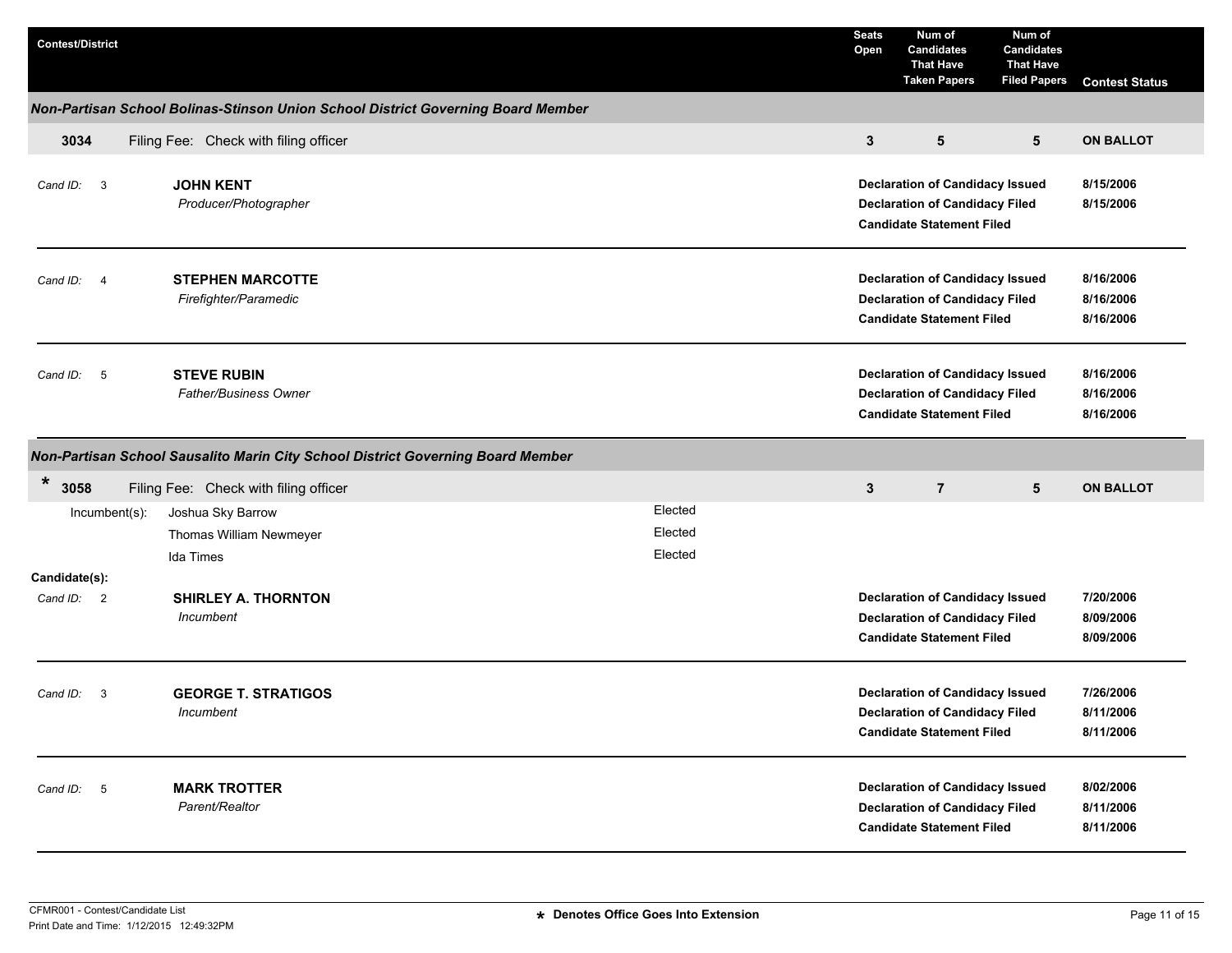| Contest/District | Seats Open | Num of Candidates That Have Taken Papers | Num of Candidates That Have Filed Papers | Contest Status |
|---|---|---|---|---|

### Non-Partisan School Bolinas-Stinson Union School District Governing Board Member

| | Seats Open | Taken Papers | Filed Papers | Contest Status |
|---|---|---|---|---|
| **3034** Filing Fee: Check with filing officer | **3** | **5** | **5** | **ON BALLOT** |

**Cand ID: 3** — **JOHN KENT**
*Producer/Photographer*

| | |
|---|---|
| **Declaration of Candidacy Issued** | **8/15/2006** |
| **Declaration of Candidacy Filed** | **8/15/2006** |
| **Candidate Statement Filed** | |

**Cand ID: 4** — **STEPHEN MARCOTTE**
*Firefighter/Paramedic*

| | |
|---|---|
| **Declaration of Candidacy Issued** | **8/16/2006** |
| **Declaration of Candidacy Filed** | **8/16/2006** |
| **Candidate Statement Filed** | **8/16/2006** |

**Cand ID: 5** — **STEVE RUBIN**
*Father/Business Owner*

| | |
|---|---|
| **Declaration of Candidacy Issued** | **8/16/2006** |
| **Declaration of Candidacy Filed** | **8/16/2006** |
| **Candidate Statement Filed** | **8/16/2006** |

### Non-Partisan School Sausalito Marin City School District Governing Board Member

| | Seats Open | Taken Papers | Filed Papers | Contest Status |
|---|---|---|---|---|
| * **3058** Filing Fee: Check with filing officer | **3** | **7** | **5** | **ON BALLOT** |

Incumbent(s):

| Incumbent | Status |
|---|---|
| Joshua Sky Barrow | Elected |
| Thomas William Newmeyer | Elected |
| Ida Times | Elected |

**Candidate(s):**

**Cand ID: 2** — **SHIRLEY A. THORNTON**
*Incumbent*

| | |
|---|---|
| **Declaration of Candidacy Issued** | **7/20/2006** |
| **Declaration of Candidacy Filed** | **8/09/2006** |
| **Candidate Statement Filed** | **8/09/2006** |

**Cand ID: 3** — **GEORGE T. STRATIGOS**
*Incumbent*

| | |
|---|---|
| **Declaration of Candidacy Issued** | **7/26/2006** |
| **Declaration of Candidacy Filed** | **8/11/2006** |
| **Candidate Statement Filed** | **8/11/2006** |

**Cand ID: 5** — **MARK TROTTER**
*Parent/Realtor*

| | |
|---|---|
| **Declaration of Candidacy Issued** | **8/02/2006** |
| **Declaration of Candidacy Filed** | **8/11/2006** |
| **Candidate Statement Filed** | **8/11/2006** |

CFMR001 - Contest/Candidate List
Print Date and Time: 1/12/2015 12:49:32PM

**\* Denotes Office Goes Into Extension**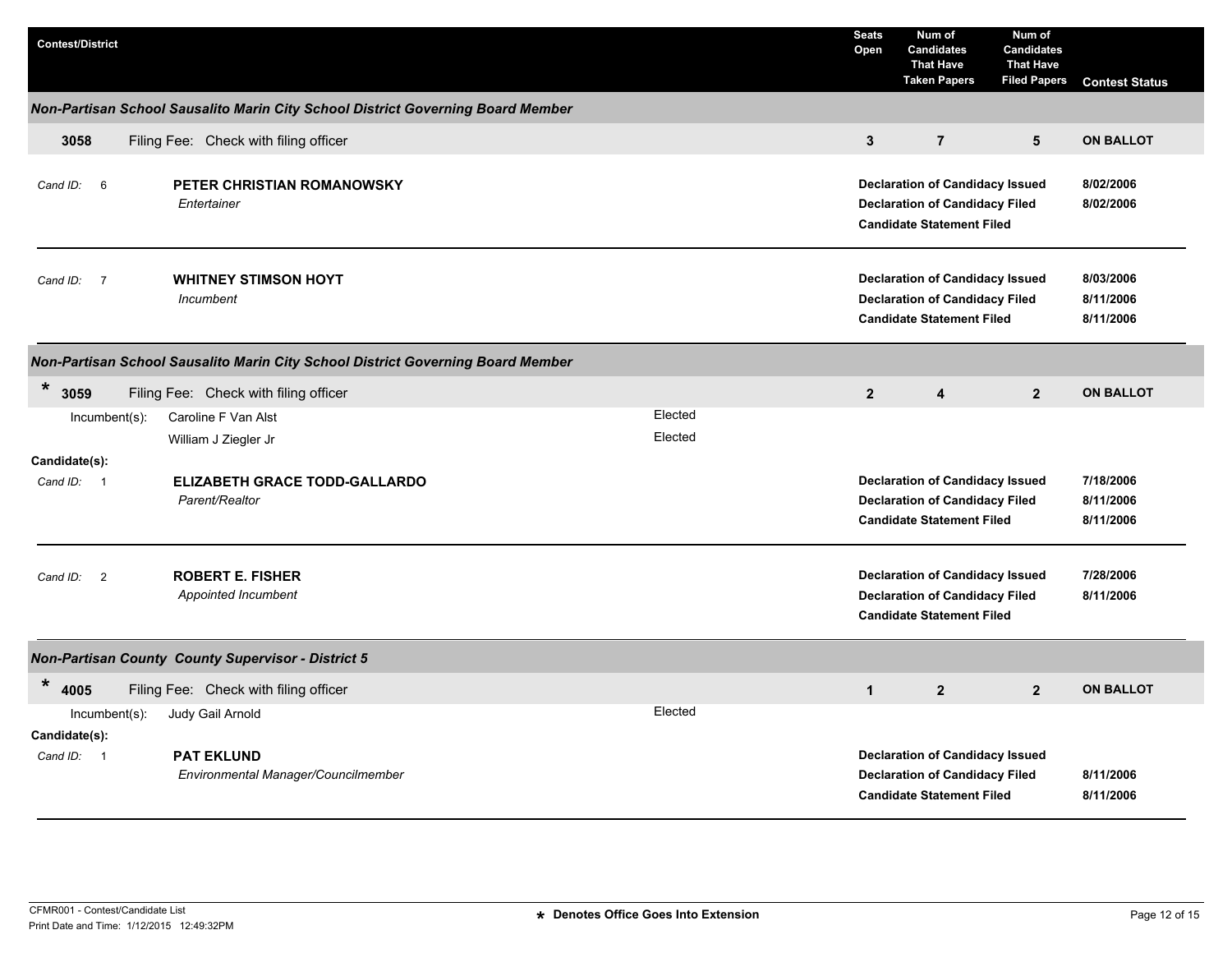| Contest/District | | | Seats Open | Num of Candidates That Have Taken Papers | Num of Candidates That Have Filed Papers | Contest Status |
|---|---|---|---|---|---|---|

### *Non-Partisan School Sausalito Marin City School District Governing Board Member*

| 3058 | Filing Fee: Check with filing officer | 3 | 7 | 5 | ON BALLOT |
|---|---|---|---|---|---|

*Cand ID:* 6 — **PETER CHRISTIAN ROMANOWSKY**
*Entertainer*

| | |
|---|---|
| **Declaration of Candidacy Issued** | **8/02/2006** |
| **Declaration of Candidacy Filed** | **8/02/2006** |
| **Candidate Statement Filed** | |

*Cand ID:* 7 — **WHITNEY STIMSON HOYT**
*Incumbent*

| | |
|---|---|
| **Declaration of Candidacy Issued** | **8/03/2006** |
| **Declaration of Candidacy Filed** | **8/11/2006** |
| **Candidate Statement Filed** | **8/11/2006** |

### *Non-Partisan School Sausalito Marin City School District Governing Board Member*

| * 3059 | Filing Fee: Check with filing officer | 2 | 4 | 2 | ON BALLOT |
|---|---|---|---|---|---|

Incumbent(s):

| | |
|---|---|
| Caroline F Van Alst | Elected |
| William J Ziegler Jr | Elected |

**Candidate(s):**

*Cand ID:* 1 — **ELIZABETH GRACE TODD-GALLARDO**
*Parent/Realtor*

| | |
|---|---|
| **Declaration of Candidacy Issued** | **7/18/2006** |
| **Declaration of Candidacy Filed** | **8/11/2006** |
| **Candidate Statement Filed** | **8/11/2006** |

*Cand ID:* 2 — **ROBERT E. FISHER**
*Appointed Incumbent*

| | |
|---|---|
| **Declaration of Candidacy Issued** | **7/28/2006** |
| **Declaration of Candidacy Filed** | **8/11/2006** |
| **Candidate Statement Filed** | |

### *Non-Partisan County County Supervisor - District 5*

| * 4005 | Filing Fee: Check with filing officer | 1 | 2 | 2 | ON BALLOT |
|---|---|---|---|---|---|

Incumbent(s):

| | |
|---|---|
| Judy Gail Arnold | Elected |

**Candidate(s):**

*Cand ID:* 1 — **PAT EKLUND**
*Environmental Manager/Councilmember*

| | |
|---|---|
| **Declaration of Candidacy Issued** | |
| **Declaration of Candidacy Filed** | **8/11/2006** |
| **Candidate Statement Filed** | **8/11/2006** |

CFMR001 - Contest/Candidate List
Print Date and Time: 1/12/2015 12:49:32PM

**\* Denotes Office Goes Into Extension**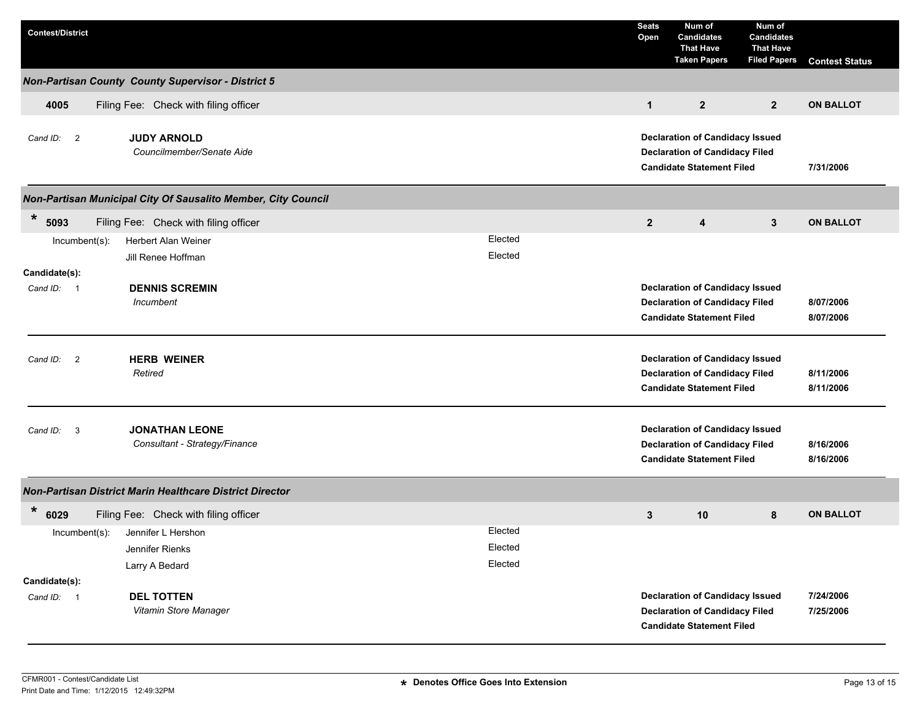| Contest/District | Seats Open | Num of Candidates That Have Taken Papers | Num of Candidates That Have Filed Papers | Contest Status |
|---|---|---|---|---|

### *Non-Partisan County County Supervisor - District 5*

| | | Seats Open | Taken Papers | Filed Papers | Contest Status |
|---|---|---|---|---|---|
| **4005** | Filing Fee: Check with filing officer | **1** | **2** | **2** | **ON BALLOT** |

*Cand ID:* 2 — **JUDY ARNOLD**
*Councilmember/Senate Aide*

- **Declaration of Candidacy Issued**
- **Declaration of Candidacy Filed**
- **Candidate Statement Filed** — **7/31/2006**

---

### *Non-Partisan Municipal City Of Sausalito Member, City Council*

| | | Seats Open | Taken Papers | Filed Papers | Contest Status |
|---|---|---|---|---|---|
| * **5093** | Filing Fee: Check with filing officer | **2** | **4** | **3** | **ON BALLOT** |

Incumbent(s):
- Herbert Alan Weiner — Elected
- Jill Renee Hoffman — Elected

**Candidate(s):**

*Cand ID:* 1 — **DENNIS SCREMIN**
*Incumbent*

- **Declaration of Candidacy Issued**
- **Declaration of Candidacy Filed** — **8/07/2006**
- **Candidate Statement Filed** — **8/07/2006**

---

*Cand ID:* 2 — **HERB WEINER**
*Retired*

- **Declaration of Candidacy Issued**
- **Declaration of Candidacy Filed** — **8/11/2006**
- **Candidate Statement Filed** — **8/11/2006**

---

*Cand ID:* 3 — **JONATHAN LEONE**
*Consultant - Strategy/Finance*

- **Declaration of Candidacy Issued**
- **Declaration of Candidacy Filed** — **8/16/2006**
- **Candidate Statement Filed** — **8/16/2006**

---

### *Non-Partisan District Marin Healthcare District Director*

| | | Seats Open | Taken Papers | Filed Papers | Contest Status |
|---|---|---|---|---|---|
| * **6029** | Filing Fee: Check with filing officer | **3** | **10** | **8** | **ON BALLOT** |

Incumbent(s):
- Jennifer L Hershon — Elected
- Jennifer Rienks — Elected
- Larry A Bedard — Elected

**Candidate(s):**

*Cand ID:* 1 — **DEL TOTTEN**
*Vitamin Store Manager*

- **Declaration of Candidacy Issued** — **7/24/2006**
- **Declaration of Candidacy Filed** — **7/25/2006**
- **Candidate Statement Filed**

---

CFMR001 - Contest/Candidate List
Print Date and Time: 1/12/2015 12:49:32PM

* **Denotes Office Goes Into Extension**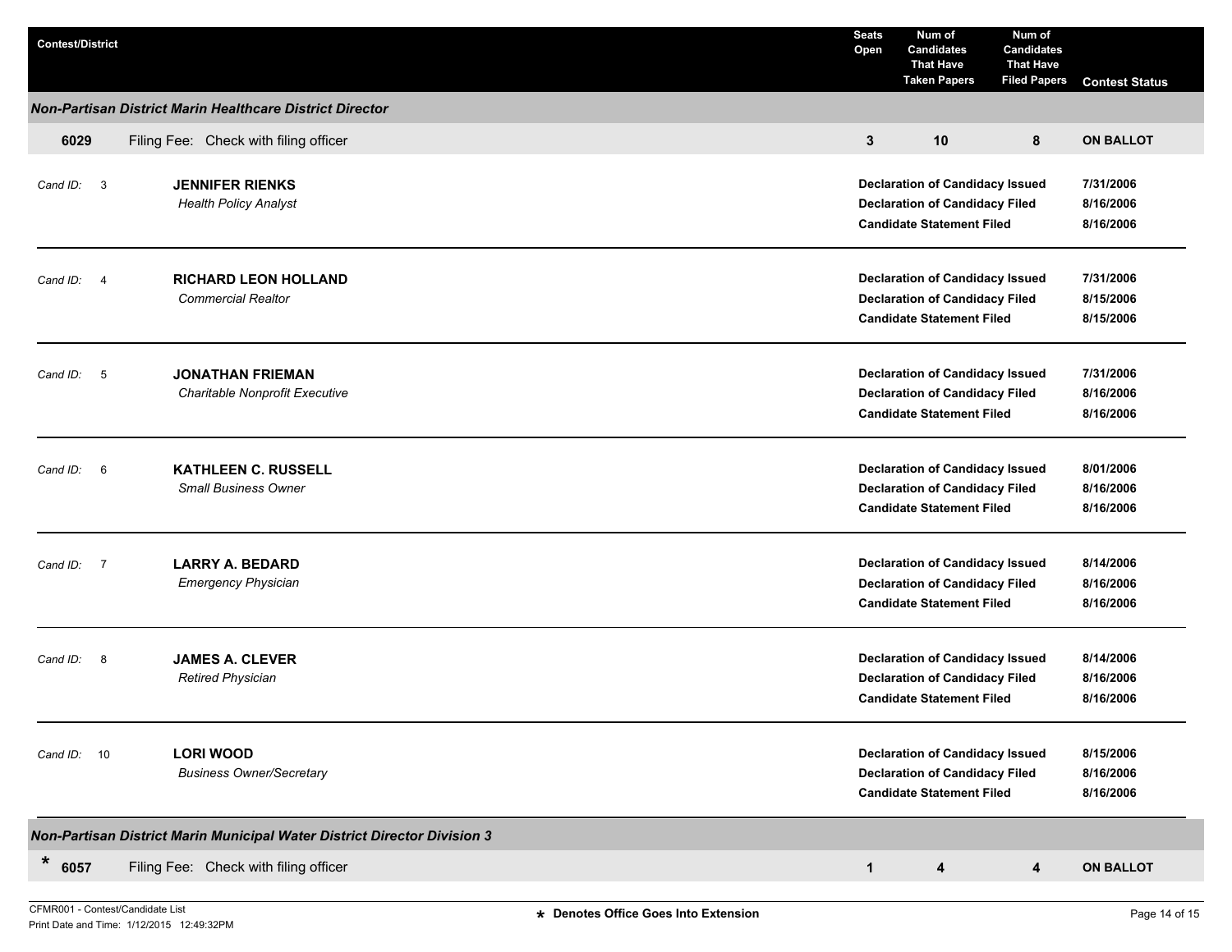| Contest/District | | Seats Open | Num of Candidates That Have Taken Papers | Num of Candidates That Have Filed Papers | Contest Status |
|---|---|---|---|---|---|

### *Non-Partisan District Marin Healthcare District Director*

| | | Seats Open | Taken Papers | Filed Papers | Contest Status |
|---|---|---|---|---|---|
| **6029** | Filing Fee: Check with filing officer | **3** | **10** | **8** | **ON BALLOT** |

| Cand ID | Candidate | Event | Date |
|---|---|---|---|
| 3 | **JENNIFER RIENKS**<br>*Health Policy Analyst* | **Declaration of Candidacy Issued**<br>**Declaration of Candidacy Filed**<br>**Candidate Statement Filed** | **7/31/2006**<br>**8/16/2006**<br>**8/16/2006** |
| 4 | **RICHARD LEON HOLLAND**<br>*Commercial Realtor* | **Declaration of Candidacy Issued**<br>**Declaration of Candidacy Filed**<br>**Candidate Statement Filed** | **7/31/2006**<br>**8/15/2006**<br>**8/15/2006** |
| 5 | **JONATHAN FRIEMAN**<br>*Charitable Nonprofit Executive* | **Declaration of Candidacy Issued**<br>**Declaration of Candidacy Filed**<br>**Candidate Statement Filed** | **7/31/2006**<br>**8/16/2006**<br>**8/16/2006** |
| 6 | **KATHLEEN C. RUSSELL**<br>*Small Business Owner* | **Declaration of Candidacy Issued**<br>**Declaration of Candidacy Filed**<br>**Candidate Statement Filed** | **8/01/2006**<br>**8/16/2006**<br>**8/16/2006** |
| 7 | **LARRY A. BEDARD**<br>*Emergency Physician* | **Declaration of Candidacy Issued**<br>**Declaration of Candidacy Filed**<br>**Candidate Statement Filed** | **8/14/2006**<br>**8/16/2006**<br>**8/16/2006** |
| 8 | **JAMES A. CLEVER**<br>*Retired Physician* | **Declaration of Candidacy Issued**<br>**Declaration of Candidacy Filed**<br>**Candidate Statement Filed** | **8/14/2006**<br>**8/16/2006**<br>**8/16/2006** |
| 10 | **LORI WOOD**<br>*Business Owner/Secretary* | **Declaration of Candidacy Issued**<br>**Declaration of Candidacy Filed**<br>**Candidate Statement Filed** | **8/15/2006**<br>**8/16/2006**<br>**8/16/2006** |

### *Non-Partisan District Marin Municipal Water District Director Division 3*

| | | Seats Open | Taken Papers | Filed Papers | Contest Status |
|---|---|---|---|---|---|
| * **6057** | Filing Fee: Check with filing officer | **1** | **4** | **4** | **ON BALLOT** |

CFMR001 - Contest/Candidate List
Print Date and Time: 1/12/2015 12:49:32PM

**\* Denotes Office Goes Into Extension**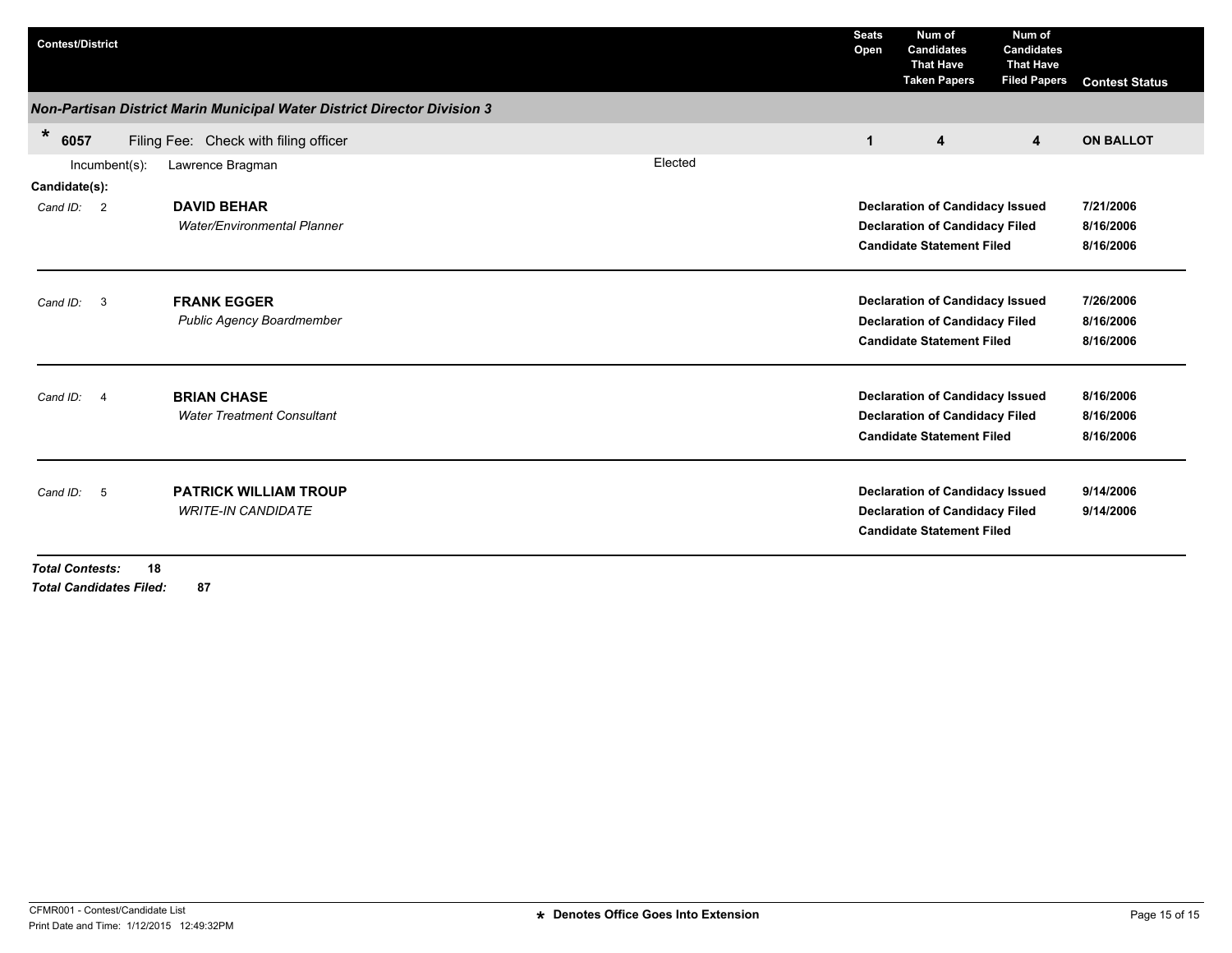| Contest/District | Seats Open | Num of Candidates That Have Taken Papers | Num of Candidates That Have Filed Papers | Contest Status |
|---|---|---|---|---|

### *Non-Partisan District Marin Municipal Water District Director Division 3*

| | | | | |
|---|---|---|---|---|
| * 6057 Filing Fee: Check with filing officer | 1 | 4 | 4 | ON BALLOT |

Incumbent(s): Lawrence Bragman — Elected

**Candidate(s):**

| Cand ID | Candidate | | |
|---|---|---|---|
| 2 | **DAVID BEHAR** *Water/Environmental Planner* | Declaration of Candidacy Issued | 7/21/2006 |
| | | Declaration of Candidacy Filed | 8/16/2006 |
| | | Candidate Statement Filed | 8/16/2006 |
| 3 | **FRANK EGGER** *Public Agency Boardmember* | Declaration of Candidacy Issued | 7/26/2006 |
| | | Declaration of Candidacy Filed | 8/16/2006 |
| | | Candidate Statement Filed | 8/16/2006 |
| 4 | **BRIAN CHASE** *Water Treatment Consultant* | Declaration of Candidacy Issued | 8/16/2006 |
| | | Declaration of Candidacy Filed | 8/16/2006 |
| | | Candidate Statement Filed | 8/16/2006 |
| 5 | **PATRICK WILLIAM TROUP** *WRITE-IN CANDIDATE* | Declaration of Candidacy Issued | 9/14/2006 |
| | | Declaration of Candidacy Filed | 9/14/2006 |
| | | Candidate Statement Filed | |

***Total Contests:*** **18**

***Total Candidates Filed:*** **87**

CFMR001 - Contest/Candidate List

Print Date and Time: 1/12/2015 12:49:32PM

**\* Denotes Office Goes Into Extension**